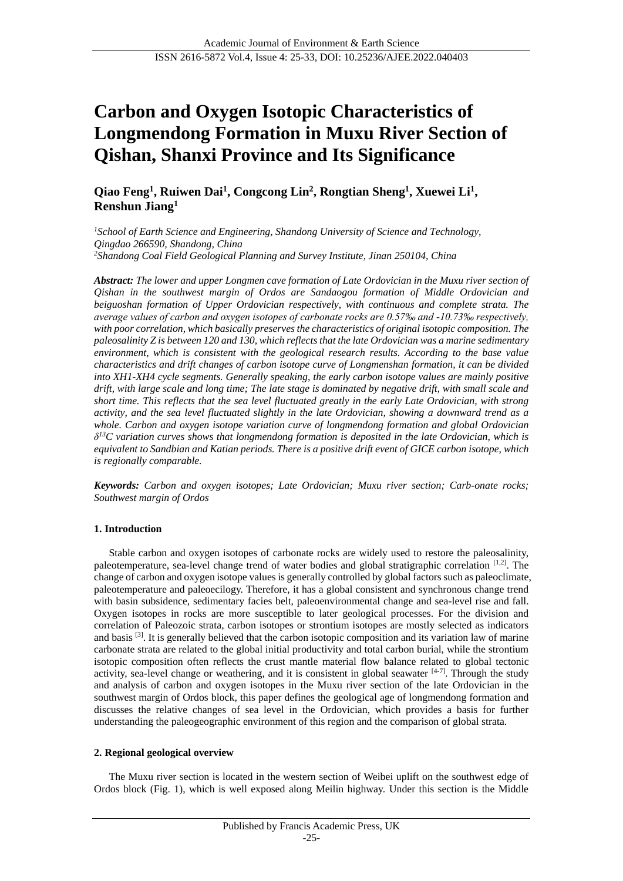# Carbon and Oxygen Isotopic Characteristics of Longmendong Formation in Muxu River Section of Qishan, Shanxi Province and Its Significance

**Qiao Feng[1], Ruiwen Dai[1], Congcong Lin[2], Rongtian Sheng[1], Xuewei Li[1], Renshun Jiang[1]**

*[1]School of Earth Science and Engineering, Shandong University of Science and Technology, Qingdao 266590, Shandong, China*
*[2]Shandong Coal Field Geological Planning and Survey Institute, Jinan 250104, China*

***Abstract:*** *The lower and upper Longmen cave formation of Late Ordovician in the Muxu river section of Qishan in the southwest margin of Ordos are Sandaogou formation of Middle Ordovician and beiguoshan formation of Upper Ordovician respectively, with continuous and complete strata. The average values of carbon and oxygen isotopes of carbonate rocks are 0.57‰ and -10.73‰ respectively, with poor correlation, which basically preserves the characteristics of original isotopic composition. The paleosalinity Z is between 120 and 130, which reflects that the late Ordovician was a marine sedimentary environment, which is consistent with the geological research results. According to the base value characteristics and drift changes of carbon isotope curve of Longmenshan formation, it can be divided into XH1-XH4 cycle segments. Generally speaking, the early carbon isotope values are mainly positive drift, with large scale and long time; The late stage is dominated by negative drift, with small scale and short time. This reflects that the sea level fluctuated greatly in the early Late Ordovician, with strong activity, and the sea level fluctuated slightly in the late Ordovician, showing a downward trend as a whole. Carbon and oxygen isotope variation curve of longmendong formation and global Ordovician $\delta^{13}C$ variation curves shows that longmendong formation is deposited in the late Ordovician, which is equivalent to Sandbian and Katian periods. There is a positive drift event of GICE carbon isotope, which is regionally comparable.*

***Keywords:*** *Carbon and oxygen isotopes; Late Ordovician; Muxu river section; Carb-onate rocks; Southwest margin of Ordos*

## 1. Introduction

Stable carbon and oxygen isotopes of carbonate rocks are widely used to restore the paleosalinity, paleotemperature, sea-level change trend of water bodies and global stratigraphic correlation [1,2]. The change of carbon and oxygen isotope values is generally controlled by global factors such as paleoclimate, paleotemperature and paleoecilogy. Therefore, it has a global consistent and synchronous change trend with basin subsidence, sedimentary facies belt, paleoenvironmental change and sea-level rise and fall. Oxygen isotopes in rocks are more susceptible to later geological processes. For the division and correlation of Paleozoic strata, carbon isotopes or strontium isotopes are mostly selected as indicators and basis [3]. It is generally believed that the carbon isotopic composition and its variation law of marine carbonate strata are related to the global initial productivity and total carbon burial, while the strontium isotopic composition often reflects the crust mantle material flow balance related to global tectonic activity, sea-level change or weathering, and it is consistent in global seawater [4-7]. Through the study and analysis of carbon and oxygen isotopes in the Muxu river section of the late Ordovician in the southwest margin of Ordos block, this paper defines the geological age of longmendong formation and discusses the relative changes of sea level in the Ordovician, which provides a basis for further understanding the paleogeographic environment of this region and the comparison of global strata.

## 2. Regional geological overview

The Muxu river section is located in the western section of Weibei uplift on the southwest edge of Ordos block (Fig. 1), which is well exposed along Meilin highway. Under this section is the Middle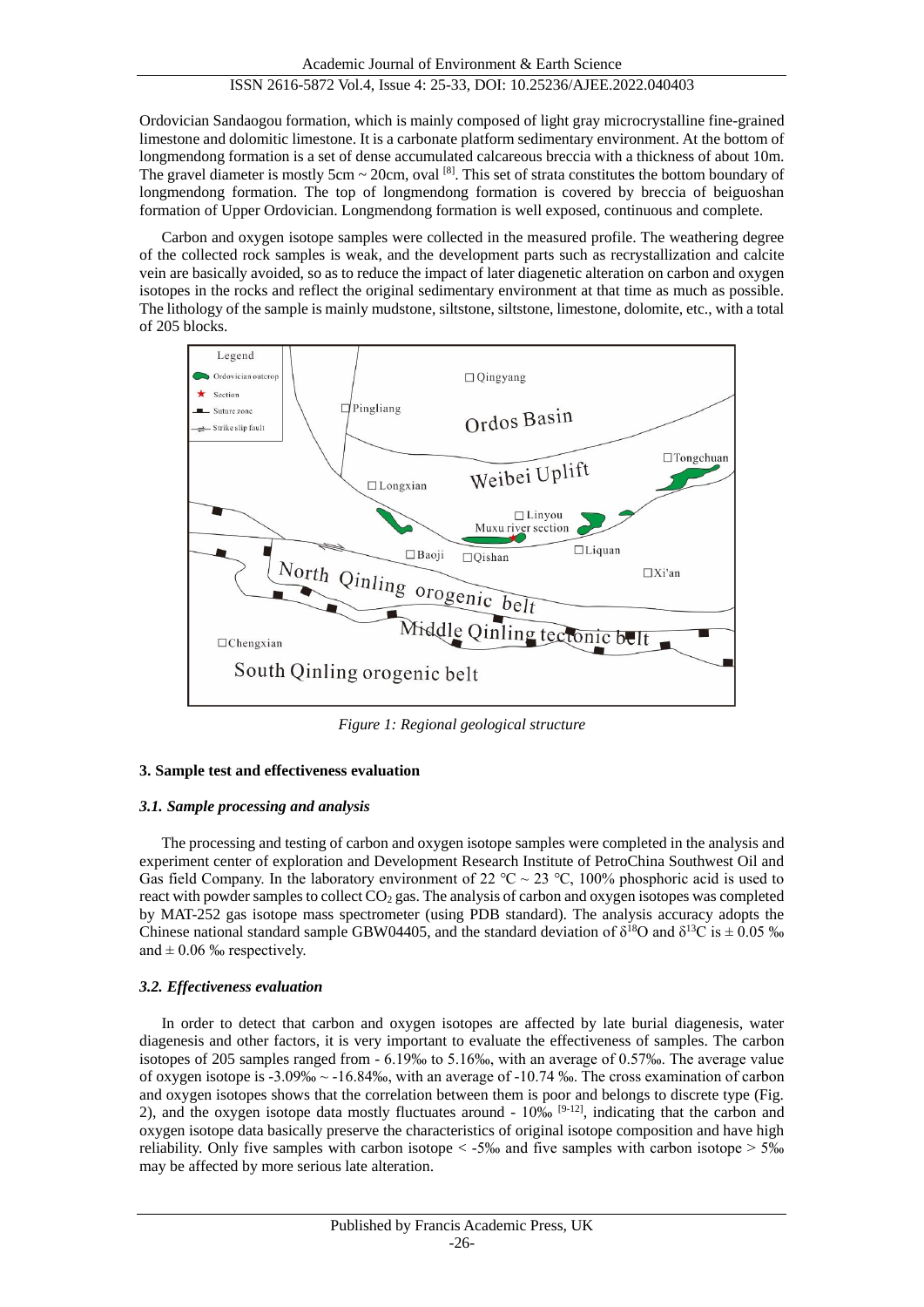Ordovician Sandaogou formation, which is mainly composed of light gray microcrystalline fine-grained limestone and dolomitic limestone. It is a carbonate platform sedimentary environment. At the bottom of longmendong formation is a set of dense accumulated calcareous breccia with a thickness of about 10m. The gravel diameter is mostly 5cm ~ 20cm, oval [8]. This set of strata constitutes the bottom boundary of longmendong formation. The top of longmendong formation is covered by breccia of beiguoshan formation of Upper Ordovician. Longmendong formation is well exposed, continuous and complete.

Carbon and oxygen isotope samples were collected in the measured profile. The weathering degree of the collected rock samples is weak, and the development parts such as recrystallization and calcite vein are basically avoided, so as to reduce the impact of later diagenetic alteration on carbon and oxygen isotopes in the rocks and reflect the original sedimentary environment at that time as much as possible. The lithology of the sample is mainly mudstone, siltstone, siltstone, limestone, dolomite, etc., with a total of 205 blocks.

*Figure 1: Regional geological structure*

### 3. Sample test and effectiveness evaluation

#### *3.1. Sample processing and analysis*

The processing and testing of carbon and oxygen isotope samples were completed in the analysis and experiment center of exploration and Development Research Institute of PetroChina Southwest Oil and Gas field Company. In the laboratory environment of 22 ℃ ~ 23 ℃, 100% phosphoric acid is used to react with powder samples to collect $CO_2$ gas. The analysis of carbon and oxygen isotopes was completed by MAT-252 gas isotope mass spectrometer (using PDB standard). The analysis accuracy adopts the Chinese national standard sample GBW04405, and the standard deviation of $\delta^{18}O$ and $\delta^{13}C$ is ± 0.05 ‰ and ± 0.06 ‰ respectively.

#### *3.2. Effectiveness evaluation*

In order to detect that carbon and oxygen isotopes are affected by late burial diagenesis, water diagenesis and other factors, it is very important to evaluate the effectiveness of samples. The carbon isotopes of 205 samples ranged from - 6.19‰ to 5.16‰, with an average of 0.57‰. The average value of oxygen isotope is -3.09‰ ~ -16.84‰, with an average of -10.74 ‰. The cross examination of carbon and oxygen isotopes shows that the correlation between them is poor and belongs to discrete type (Fig. 2), and the oxygen isotope data mostly fluctuates around - 10‰ [9-12], indicating that the carbon and oxygen isotope data basically preserve the characteristics of original isotope composition and have high reliability. Only five samples with carbon isotope < -5‰ and five samples with carbon isotope > 5‰ may be affected by more serious late alteration.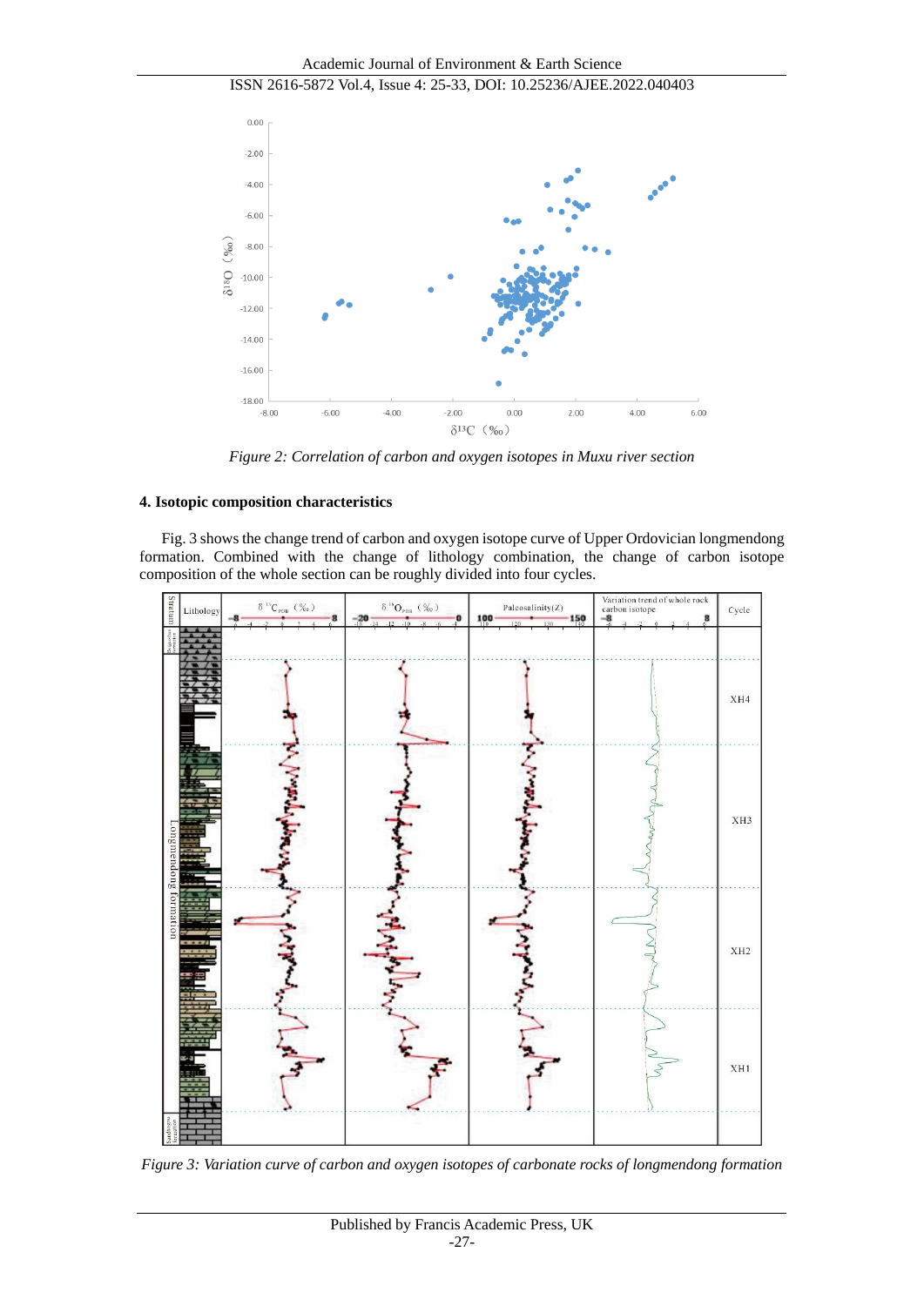*Figure 2: Correlation of carbon and oxygen isotopes in Muxu river section*

## 4. Isotopic composition characteristics

Fig. 3 shows the change trend of carbon and oxygen isotope curve of Upper Ordovician longmendong formation. Combined with the change of lithology combination, the change of carbon isotope composition of the whole section can be roughly divided into four cycles.

*Figure 3: Variation curve of carbon and oxygen isotopes of carbonate rocks of longmendong formation*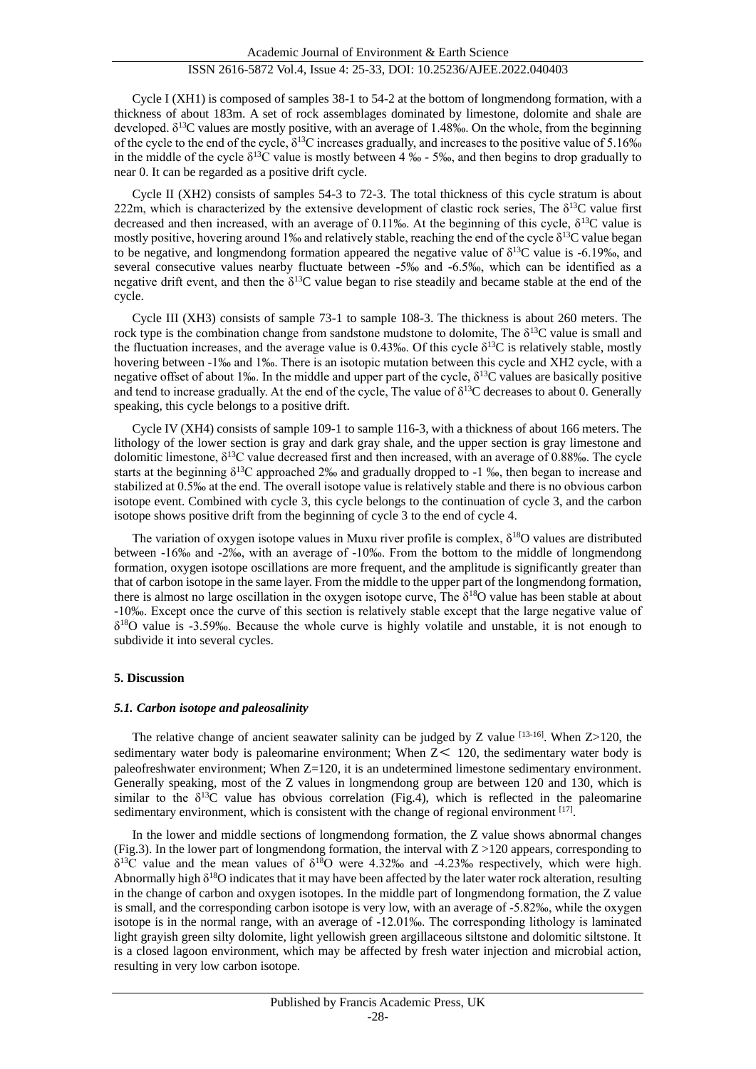Cycle I (XH1) is composed of samples 38-1 to 54-2 at the bottom of longmendong formation, with a thickness of about 183m. A set of rock assemblages dominated by limestone, dolomite and shale are developed. $\delta^{13}C$ values are mostly positive, with an average of 1.48‰. On the whole, from the beginning of the cycle to the end of the cycle, $\delta^{13}C$ increases gradually, and increases to the positive value of 5.16‰ in the middle of the cycle $\delta^{13}C$ value is mostly between 4 ‰ - 5‰, and then begins to drop gradually to near 0. It can be regarded as a positive drift cycle.

Cycle II (XH2) consists of samples 54-3 to 72-3. The total thickness of this cycle stratum is about 222m, which is characterized by the extensive development of clastic rock series, The $\delta^{13}C$ value first decreased and then increased, with an average of 0.11‰. At the beginning of this cycle, $\delta^{13}C$ value is mostly positive, hovering around 1‰ and relatively stable, reaching the end of the cycle $\delta^{13}C$ value began to be negative, and longmendong formation appeared the negative value of $\delta^{13}C$ value is -6.19‰, and several consecutive values nearby fluctuate between -5‰ and -6.5‰, which can be identified as a negative drift event, and then the $\delta^{13}C$ value began to rise steadily and became stable at the end of the cycle.

Cycle III (XH3) consists of sample 73-1 to sample 108-3. The thickness is about 260 meters. The rock type is the combination change from sandstone mudstone to dolomite, The $\delta^{13}C$ value is small and the fluctuation increases, and the average value is 0.43‰. Of this cycle $\delta^{13}C$ is relatively stable, mostly hovering between -1‰ and 1‰. There is an isotopic mutation between this cycle and XH2 cycle, with a negative offset of about 1‰. In the middle and upper part of the cycle, $\delta^{13}C$ values are basically positive and tend to increase gradually. At the end of the cycle, The value of $\delta^{13}C$ decreases to about 0. Generally speaking, this cycle belongs to a positive drift.

Cycle IV (XH4) consists of sample 109-1 to sample 116-3, with a thickness of about 166 meters. The lithology of the lower section is gray and dark gray shale, and the upper section is gray limestone and dolomitic limestone, $\delta^{13}C$ value decreased first and then increased, with an average of 0.88‰. The cycle starts at the beginning $\delta^{13}C$ approached 2‰ and gradually dropped to -1 ‰, then began to increase and stabilized at 0.5‰ at the end. The overall isotope value is relatively stable and there is no obvious carbon isotope event. Combined with cycle 3, this cycle belongs to the continuation of cycle 3, and the carbon isotope shows positive drift from the beginning of cycle 3 to the end of cycle 4.

The variation of oxygen isotope values in Muxu river profile is complex, $\delta^{18}O$ values are distributed between -16‰ and -2‰, with an average of -10‰. From the bottom to the middle of longmendong formation, oxygen isotope oscillations are more frequent, and the amplitude is significantly greater than that of carbon isotope in the same layer. From the middle to the upper part of the longmendong formation, there is almost no large oscillation in the oxygen isotope curve, The $\delta^{18}O$ value has been stable at about -10‰. Except once the curve of this section is relatively stable except that the large negative value of $\delta^{18}O$ value is -3.59‰. Because the whole curve is highly volatile and unstable, it is not enough to subdivide it into several cycles.

## 5. Discussion

### *5.1. Carbon isotope and paleosalinity*

The relative change of ancient seawater salinity can be judged by Z value [13-16]. When $Z>120$, the sedimentary water body is paleomarine environment; When $Z< 120$, the sedimentary water body is paleofreshwater environment; When $Z=120$, it is an undetermined limestone sedimentary environment. Generally speaking, most of the Z values in longmendong group are between 120 and 130, which is similar to the $\delta^{13}C$ value has obvious correlation (Fig.4), which is reflected in the paleomarine sedimentary environment, which is consistent with the change of regional environment [17].

In the lower and middle sections of longmendong formation, the Z value shows abnormal changes (Fig.3). In the lower part of longmendong formation, the interval with $Z >120$ appears, corresponding to $\delta^{13}C$ value and the mean values of $\delta^{18}O$ were 4.32‰ and -4.23‰ respectively, which were high. Abnormally high $\delta^{18}O$ indicates that it may have been affected by the later water rock alteration, resulting in the change of carbon and oxygen isotopes. In the middle part of longmendong formation, the Z value is small, and the corresponding carbon isotope is very low, with an average of -5.82‰, while the oxygen isotope is in the normal range, with an average of -12.01‰. The corresponding lithology is laminated light grayish green silty dolomite, light yellowish green argillaceous siltstone and dolomitic siltstone. It is a closed lagoon environment, which may be affected by fresh water injection and microbial action, resulting in very low carbon isotope.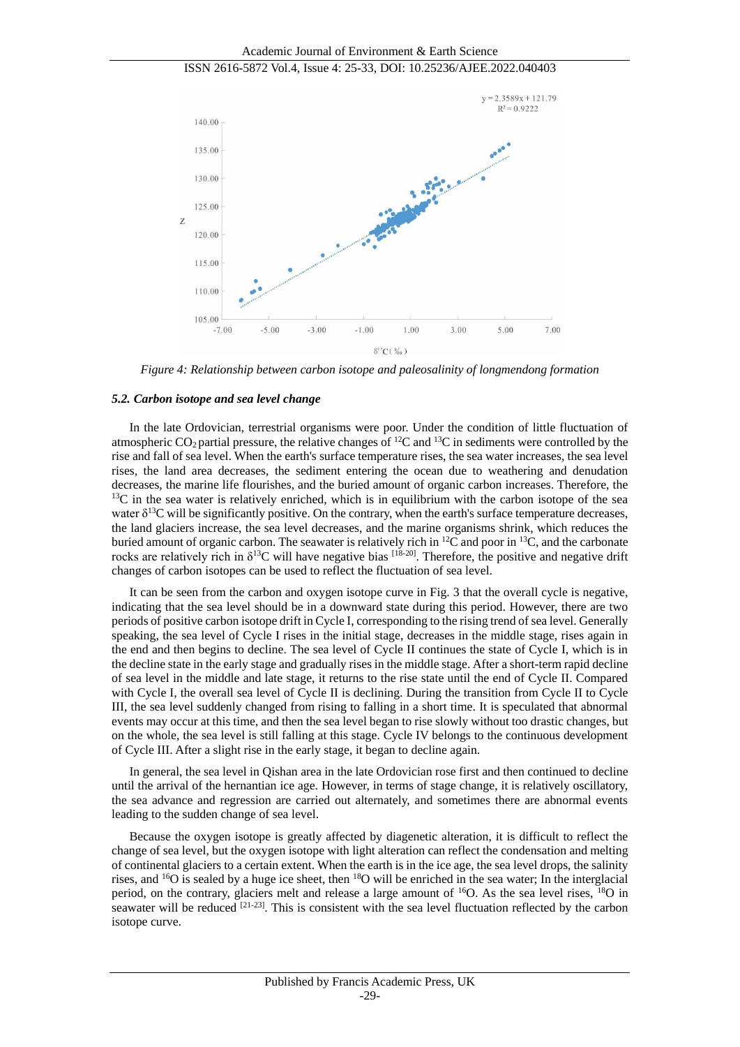Figure 4: Relationship between carbon isotope and paleosalinity of longmendong formation

### *5.2. Carbon isotope and sea level change*

In the late Ordovician, terrestrial organisms were poor. Under the condition of little fluctuation of atmospheric $CO_2$ partial pressure, the relative changes of $^{12}C$ and $^{13}C$ in sediments were controlled by the rise and fall of sea level. When the earth's surface temperature rises, the sea water increases, the sea level rises, the land area decreases, the sediment entering the ocean due to weathering and denudation decreases, the marine life flourishes, and the buried amount of organic carbon increases. Therefore, the $^{13}C$ in the sea water is relatively enriched, which is in equilibrium with the carbon isotope of the sea water $\delta^{13}C$ will be significantly positive. On the contrary, when the earth's surface temperature decreases, the land glaciers increase, the sea level decreases, and the marine organisms shrink, which reduces the buried amount of organic carbon. The seawater is relatively rich in $^{12}C$ and poor in $^{13}C$, and the carbonate rocks are relatively rich in $\delta^{13}C$ will have negative bias [18-20]. Therefore, the positive and negative drift changes of carbon isotopes can be used to reflect the fluctuation of sea level.

It can be seen from the carbon and oxygen isotope curve in Fig. 3 that the overall cycle is negative, indicating that the sea level should be in a downward state during this period. However, there are two periods of positive carbon isotope drift in Cycle I, corresponding to the rising trend of sea level. Generally speaking, the sea level of Cycle I rises in the initial stage, decreases in the middle stage, rises again in the end and then begins to decline. The sea level of Cycle II continues the state of Cycle I, which is in the decline state in the early stage and gradually rises in the middle stage. After a short-term rapid decline of sea level in the middle and late stage, it returns to the rise state until the end of Cycle II. Compared with Cycle I, the overall sea level of Cycle II is declining. During the transition from Cycle II to Cycle III, the sea level suddenly changed from rising to falling in a short time. It is speculated that abnormal events may occur at this time, and then the sea level began to rise slowly without too drastic changes, but on the whole, the sea level is still falling at this stage. Cycle IV belongs to the continuous development of Cycle III. After a slight rise in the early stage, it began to decline again.

In general, the sea level in Qishan area in the late Ordovician rose first and then continued to decline until the arrival of the hernantian ice age. However, in terms of stage change, it is relatively oscillatory, the sea advance and regression are carried out alternately, and sometimes there are abnormal events leading to the sudden change of sea level.

Because the oxygen isotope is greatly affected by diagenetic alteration, it is difficult to reflect the change of sea level, but the oxygen isotope with light alteration can reflect the condensation and melting of continental glaciers to a certain extent. When the earth is in the ice age, the sea level drops, the salinity rises, and $^{16}O$ is sealed by a huge ice sheet, then $^{18}O$ will be enriched in the sea water; In the interglacial period, on the contrary, glaciers melt and release a large amount of $^{16}O$. As the sea level rises, $^{18}O$ in seawater will be reduced [21-23]. This is consistent with the sea level fluctuation reflected by the carbon isotope curve.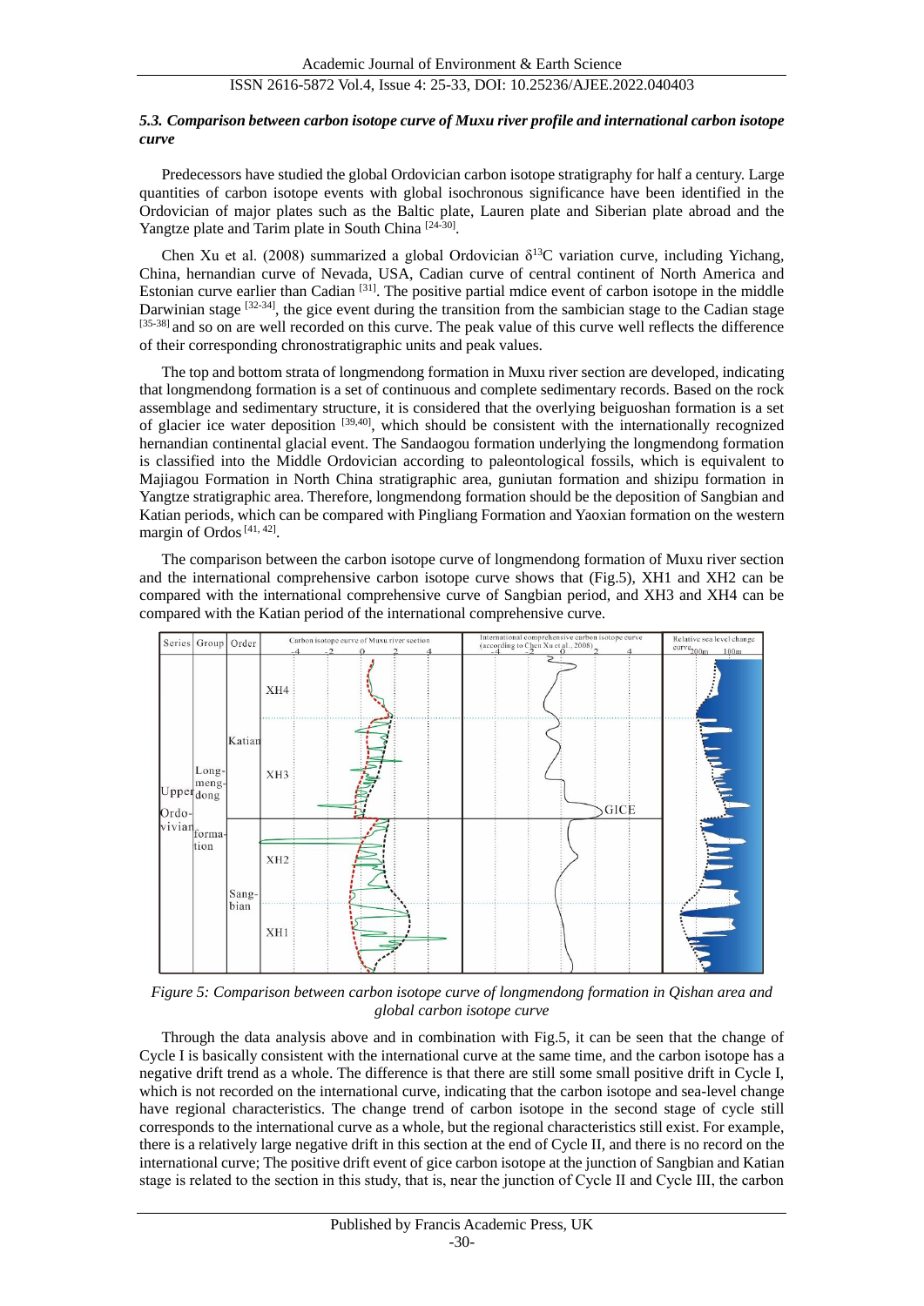### *5.3. Comparison between carbon isotope curve of Muxu river profile and international carbon isotope curve*

Predecessors have studied the global Ordovician carbon isotope stratigraphy for half a century. Large quantities of carbon isotope events with global isochronous significance have been identified in the Ordovician of major plates such as the Baltic plate, Lauren plate and Siberian plate abroad and the Yangtze plate and Tarim plate in South China [24-30].

Chen Xu et al. (2008) summarized a global Ordovician $\delta^{13}C$ variation curve, including Yichang, China, hernandian curve of Nevada, USA, Cadian curve of central continent of North America and Estonian curve earlier than Cadian [31]. The positive partial mdice event of carbon isotope in the middle Darwinian stage [32-34], the gice event during the transition from the sambician stage to the Cadian stage [35-38] and so on are well recorded on this curve. The peak value of this curve well reflects the difference of their corresponding chronostratigraphic units and peak values.

The top and bottom strata of longmendong formation in Muxu river section are developed, indicating that longmendong formation is a set of continuous and complete sedimentary records. Based on the rock assemblage and sedimentary structure, it is considered that the overlying beiguoshan formation is a set of glacier ice water deposition [39,40], which should be consistent with the internationally recognized hernandian continental glacial event. The Sandaogou formation underlying the longmendong formation is classified into the Middle Ordovician according to paleontological fossils, which is equivalent to Majiagou Formation in North China stratigraphic area, guniutan formation and shizipu formation in Yangtze stratigraphic area. Therefore, longmendong formation should be the deposition of Sangbian and Katian periods, which can be compared with Pingliang Formation and Yaoxian formation on the western margin of Ordos [41, 42].

The comparison between the carbon isotope curve of longmendong formation of Muxu river section and the international comprehensive carbon isotope curve shows that (Fig.5), XH1 and XH2 can be compared with the international comprehensive curve of Sangbian period, and XH3 and XH4 can be compared with the Katian period of the international comprehensive curve.

*Figure 5: Comparison between carbon isotope curve of longmendong formation in Qishan area and global carbon isotope curve*

Through the data analysis above and in combination with Fig.5, it can be seen that the change of Cycle I is basically consistent with the international curve at the same time, and the carbon isotope has a negative drift trend as a whole. The difference is that there are still some small positive drift in Cycle I, which is not recorded on the international curve, indicating that the carbon isotope and sea-level change have regional characteristics. The change trend of carbon isotope in the second stage of cycle still corresponds to the international curve as a whole, but the regional characteristics still exist. For example, there is a relatively large negative drift in this section at the end of Cycle II, and there is no record on the international curve; The positive drift event of gice carbon isotope at the junction of Sangbian and Katian stage is related to the section in this study, that is, near the junction of Cycle II and Cycle III, the carbon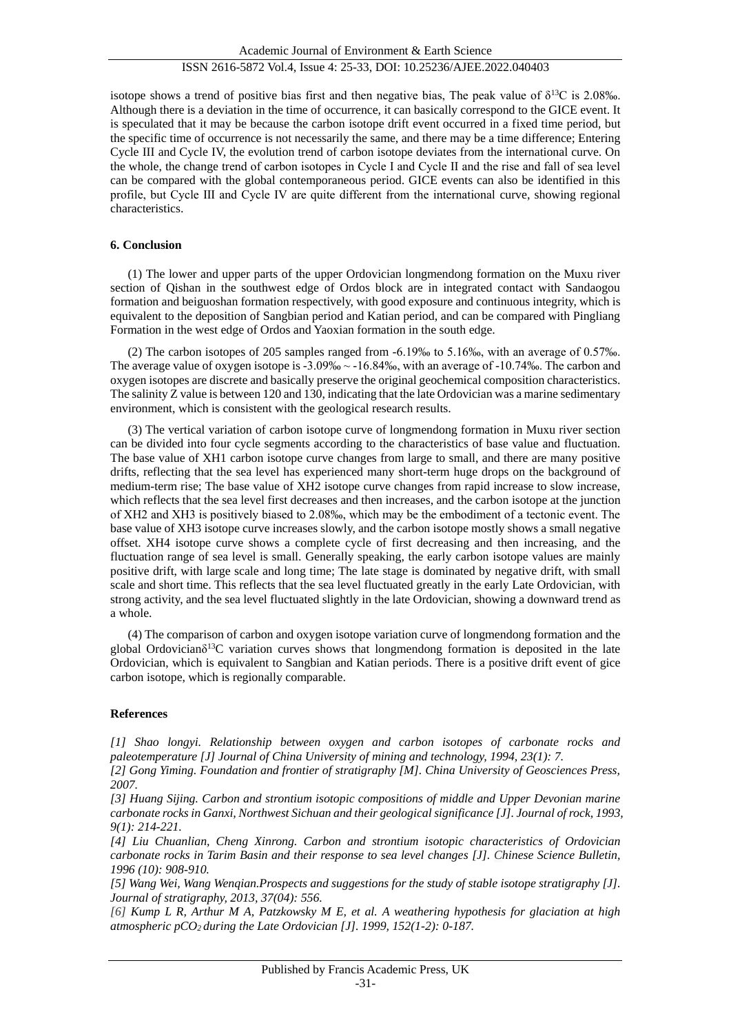isotope shows a trend of positive bias first and then negative bias, The peak value of $\delta^{13}C$ is 2.08‰. Although there is a deviation in the time of occurrence, it can basically correspond to the GICE event. It is speculated that it may be because the carbon isotope drift event occurred in a fixed time period, but the specific time of occurrence is not necessarily the same, and there may be a time difference; Entering Cycle III and Cycle IV, the evolution trend of carbon isotope deviates from the international curve. On the whole, the change trend of carbon isotopes in Cycle I and Cycle II and the rise and fall of sea level can be compared with the global contemporaneous period. GICE events can also be identified in this profile, but Cycle III and Cycle IV are quite different from the international curve, showing regional characteristics.

## 6. Conclusion

(1) The lower and upper parts of the upper Ordovician longmendong formation on the Muxu river section of Qishan in the southwest edge of Ordos block are in integrated contact with Sandaogou formation and beiguoshan formation respectively, with good exposure and continuous integrity, which is equivalent to the deposition of Sangbian period and Katian period, and can be compared with Pingliang Formation in the west edge of Ordos and Yaoxian formation in the south edge.

(2) The carbon isotopes of 205 samples ranged from -6.19‰ to 5.16‰, with an average of 0.57‰. The average value of oxygen isotope is -3.09‰ ~ -16.84‰, with an average of -10.74‰. The carbon and oxygen isotopes are discrete and basically preserve the original geochemical composition characteristics. The salinity Z value is between 120 and 130, indicating that the late Ordovician was a marine sedimentary environment, which is consistent with the geological research results.

(3) The vertical variation of carbon isotope curve of longmendong formation in Muxu river section can be divided into four cycle segments according to the characteristics of base value and fluctuation. The base value of XH1 carbon isotope curve changes from large to small, and there are many positive drifts, reflecting that the sea level has experienced many short-term huge drops on the background of medium-term rise; The base value of XH2 isotope curve changes from rapid increase to slow increase, which reflects that the sea level first decreases and then increases, and the carbon isotope at the junction of XH2 and XH3 is positively biased to 2.08‰, which may be the embodiment of a tectonic event. The base value of XH3 isotope curve increases slowly, and the carbon isotope mostly shows a small negative offset. XH4 isotope curve shows a complete cycle of first decreasing and then increasing, and the fluctuation range of sea level is small. Generally speaking, the early carbon isotope values are mainly positive drift, with large scale and long time; The late stage is dominated by negative drift, with small scale and short time. This reflects that the sea level fluctuated greatly in the early Late Ordovician, with strong activity, and the sea level fluctuated slightly in the late Ordovician, showing a downward trend as a whole.

(4) The comparison of carbon and oxygen isotope variation curve of longmendong formation and the global Ordovician$\delta^{13}C$ variation curves shows that longmendong formation is deposited in the late Ordovician, which is equivalent to Sangbian and Katian periods. There is a positive drift event of gice carbon isotope, which is regionally comparable.

## References

*[1] Shao longyi. Relationship between oxygen and carbon isotopes of carbonate rocks and paleotemperature [J] Journal of China University of mining and technology, 1994, 23(1): 7.*

*[2] Gong Yiming. Foundation and frontier of stratigraphy [M]. China University of Geosciences Press, 2007.*

*[3] Huang Sijing. Carbon and strontium isotopic compositions of middle and Upper Devonian marine carbonate rocks in Ganxi, Northwest Sichuan and their geological significance [J]. Journal of rock, 1993, 9(1): 214-221.*

*[4] Liu Chuanlian, Cheng Xinrong. Carbon and strontium isotopic characteristics of Ordovician carbonate rocks in Tarim Basin and their response to sea level changes [J]. Chinese Science Bulletin, 1996 (10): 908-910.*

*[5] Wang Wei, Wang Wenqian.Prospects and suggestions for the study of stable isotope stratigraphy [J]. Journal of stratigraphy, 2013, 37(04): 556.*

*[6] Kump L R, Arthur M A, Patzkowsky M E, et al. A weathering hypothesis for glaciation at high atmospheric $pCO_2$ during the Late Ordovician [J]. 1999, 152(1-2): 0-187.*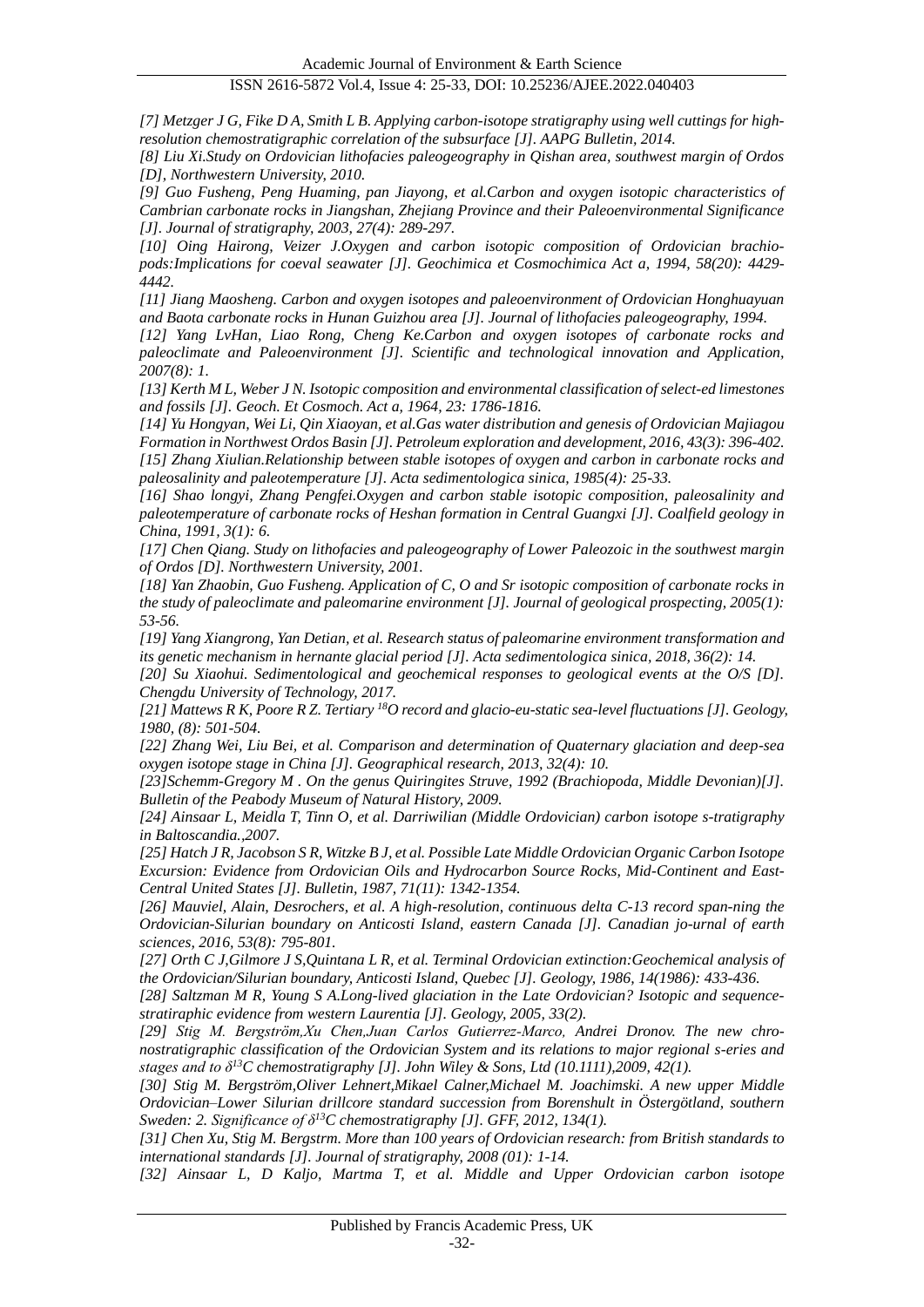*[7] Metzger J G, Fike D A, Smith L B. Applying carbon-isotope stratigraphy using well cuttings for high-resolution chemostratigraphic correlation of the subsurface [J]. AAPG Bulletin, 2014.*

*[8] Liu Xi.Study on Ordovician lithofacies paleogeography in Qishan area, southwest margin of Ordos [D], Northwestern University, 2010.*

*[9] Guo Fusheng, Peng Huaming, pan Jiayong, et al.Carbon and oxygen isotopic characteristics of Cambrian carbonate rocks in Jiangshan, Zhejiang Province and their Paleoenvironmental Significance [J]. Journal of stratigraphy, 2003, 27(4): 289-297.*

*[10] Oing Hairong, Veizer J.Oxygen and carbon isotopic composition of Ordovician brachiopods:Implications for coeval seawater [J]. Geochimica et Cosmochimica Act a, 1994, 58(20): 4429-4442.*

*[11] Jiang Maosheng. Carbon and oxygen isotopes and paleoenvironment of Ordovician Honghuayuan and Baota carbonate rocks in Hunan Guizhou area [J]. Journal of lithofacies paleogeography, 1994.*

*[12] Yang LvHan, Liao Rong, Cheng Ke.Carbon and oxygen isotopes of carbonate rocks and paleoclimate and Paleoenvironment [J]. Scientific and technological innovation and Application, 2007(8): 1.*

*[13] Kerth M L, Weber J N. Isotopic composition and environmental classification of select-ed limestones and fossils [J]. Geoch. Et Cosmoch. Act a, 1964, 23: 1786-1816.*

*[14] Yu Hongyan, Wei Li, Qin Xiaoyan, et al.Gas water distribution and genesis of Ordovician Majiagou Formation in Northwest Ordos Basin [J]. Petroleum exploration and development, 2016, 43(3): 396-402.*

*[15] Zhang Xiulian.Relationship between stable isotopes of oxygen and carbon in carbonate rocks and paleosalinity and paleotemperature [J]. Acta sedimentologica sinica, 1985(4): 25-33.*

*[16] Shao longyi, Zhang Pengfei.Oxygen and carbon stable isotopic composition, paleosalinity and paleotemperature of carbonate rocks of Heshan formation in Central Guangxi [J]. Coalfield geology in China, 1991, 3(1): 6.*

*[17] Chen Qiang. Study on lithofacies and paleogeography of Lower Paleozoic in the southwest margin of Ordos [D]. Northwestern University, 2001.*

*[18] Yan Zhaobin, Guo Fusheng. Application of C, O and Sr isotopic composition of carbonate rocks in the study of paleoclimate and paleomarine environment [J]. Journal of geological prospecting, 2005(1): 53-56.*

*[19] Yang Xiangrong, Yan Detian, et al. Research status of paleomarine environment transformation and its genetic mechanism in hernante glacial period [J]. Acta sedimentologica sinica, 2018, 36(2): 14.*

*[20] Su Xiaohui. Sedimentological and geochemical responses to geological events at the O/S [D]. Chengdu University of Technology, 2017.*

*[21] Mattews R K, Poore R Z. Tertiary $^{18}$O record and glacio-eu-static sea-level fluctuations [J]. Geology, 1980, (8): 501-504.*

*[22] Zhang Wei, Liu Bei, et al. Comparison and determination of Quaternary glaciation and deep-sea oxygen isotope stage in China [J]. Geographical research, 2013, 32(4): 10.*

*[23]Schemm-Gregory M . On the genus Quiringites Struve, 1992 (Brachiopoda, Middle Devonian)[J]. Bulletin of the Peabody Museum of Natural History, 2009.*

*[24] Ainsaar L, Meidla T, Tinn O, et al. Darriwilian (Middle Ordovician) carbon isotope s-tratigraphy in Baltoscandia.,2007.*

*[25] Hatch J R, Jacobson S R, Witzke B J, et al. Possible Late Middle Ordovician Organic Carbon Isotope Excursion: Evidence from Ordovician Oils and Hydrocarbon Source Rocks, Mid-Continent and East-Central United States [J]. Bulletin, 1987, 71(11): 1342-1354.*

*[26] Mauviel, Alain, Desrochers, et al. A high-resolution, continuous delta C-13 record span-ning the Ordovician-Silurian boundary on Anticosti Island, eastern Canada [J]. Canadian jo-urnal of earth sciences, 2016, 53(8): 795-801.*

*[27] Orth C J,Gilmore J S,Quintana L R, et al. Terminal Ordovician extinction:Geochemical analysis of the Ordovician/Silurian boundary, Anticosti Island, Quebec [J]. Geology, 1986, 14(1986): 433-436.*

*[28] Saltzman M R, Young S A.Long-lived glaciation in the Late Ordovician? Isotopic and sequence-stratiraphic evidence from western Laurentia [J]. Geology, 2005, 33(2).*

*[29] Stig M. Bergström,Xu Chen,Juan Carlos Gutierrez-Marco, Andrei Dronov. The new chronostratigraphic classification of the Ordovician System and its relations to major regional s-eries and stages and to $\delta^{13}$C chemostratigraphy [J]. John Wiley & Sons, Ltd (10.1111),2009, 42(1).*

*[30] Stig M. Bergström,Oliver Lehnert,Mikael Calner,Michael M. Joachimski. A new upper Middle Ordovician–Lower Silurian drillcore standard succession from Borenshult in Östergötland, southern Sweden: 2. Significance of $\delta^{13}$C chemostratigraphy [J]. GFF, 2012, 134(1).*

*[31] Chen Xu, Stig M. Bergstrm. More than 100 years of Ordovician research: from British standards to international standards [J]. Journal of stratigraphy, 2008 (01): 1-14.*

*[32] Ainsaar L, D Kaljo, Martma T, et al. Middle and Upper Ordovician carbon isotope*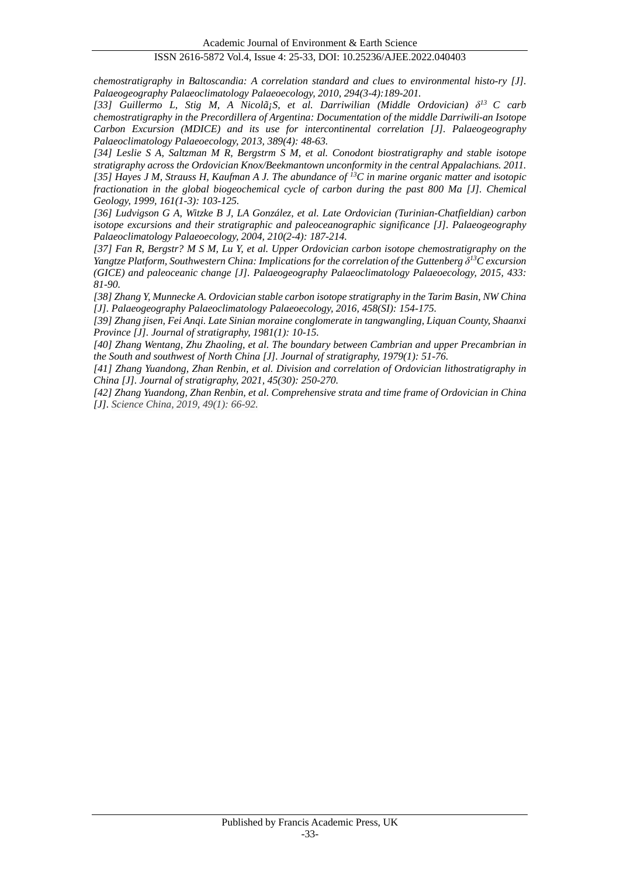*chemostratigraphy in Baltoscandia: A correlation standard and clues to environmental histo-ry [J]. Palaeogeography Palaeoclimatology Palaeoecology, 2010, 294(3-4):189-201.*

*[33] Guillermo L, Stig M, A Nicolã¡S, et al. Darriwilian (Middle Ordovician) $\delta^{13}$ C carb chemostratigraphy in the Precordillera of Argentina: Documentation of the middle Darriwili-an Isotope Carbon Excursion (MDICE) and its use for intercontinental correlation [J]. Palaeogeography Palaeoclimatology Palaeoecology, 2013, 389(4): 48-63.*

*[34] Leslie S A, Saltzman M R, Bergstrm S M, et al. Conodont biostratigraphy and stable isotope stratigraphy across the Ordovician Knox/Beekmantown unconformity in the central Appalachians. 2011.*

*[35] Hayes J M, Strauss H, Kaufman A J. The abundance of $^{13}$C in marine organic matter and isotopic fractionation in the global biogeochemical cycle of carbon during the past 800 Ma [J]. Chemical Geology, 1999, 161(1-3): 103-125.*

*[36] Ludvigson G A, Witzke B J, LA González, et al. Late Ordovician (Turinian-Chatfieldian) carbon isotope excursions and their stratigraphic and paleoceanographic significance [J]. Palaeogeography Palaeoclimatology Palaeoecology, 2004, 210(2-4): 187-214.*

*[37] Fan R, Bergstr? M S M, Lu Y, et al. Upper Ordovician carbon isotope chemostratigraphy on the Yangtze Platform, Southwestern China: Implications for the correlation of the Guttenberg $\delta^{13}$C excursion (GICE) and paleoceanic change [J]. Palaeogeography Palaeoclimatology Palaeoecology, 2015, 433: 81-90.*

*[38] Zhang Y, Munnecke A. Ordovician stable carbon isotope stratigraphy in the Tarim Basin, NW China [J]. Palaeogeography Palaeoclimatology Palaeoecology, 2016, 458(SI): 154-175.*

*[39] Zhang jisen, Fei Anqi. Late Sinian moraine conglomerate in tangwangling, Liquan County, Shaanxi Province [J]. Journal of stratigraphy, 1981(1): 10-15.*

*[40] Zhang Wentang, Zhu Zhaoling, et al. The boundary between Cambrian and upper Precambrian in the South and southwest of North China [J]. Journal of stratigraphy, 1979(1): 51-76.*

*[41] Zhang Yuandong, Zhan Renbin, et al. Division and correlation of Ordovician lithostratigraphy in China [J]. Journal of stratigraphy, 2021, 45(30): 250-270.*

*[42] Zhang Yuandong, Zhan Renbin, et al. Comprehensive strata and time frame of Ordovician in China [J]. Science China, 2019, 49(1): 66-92.*